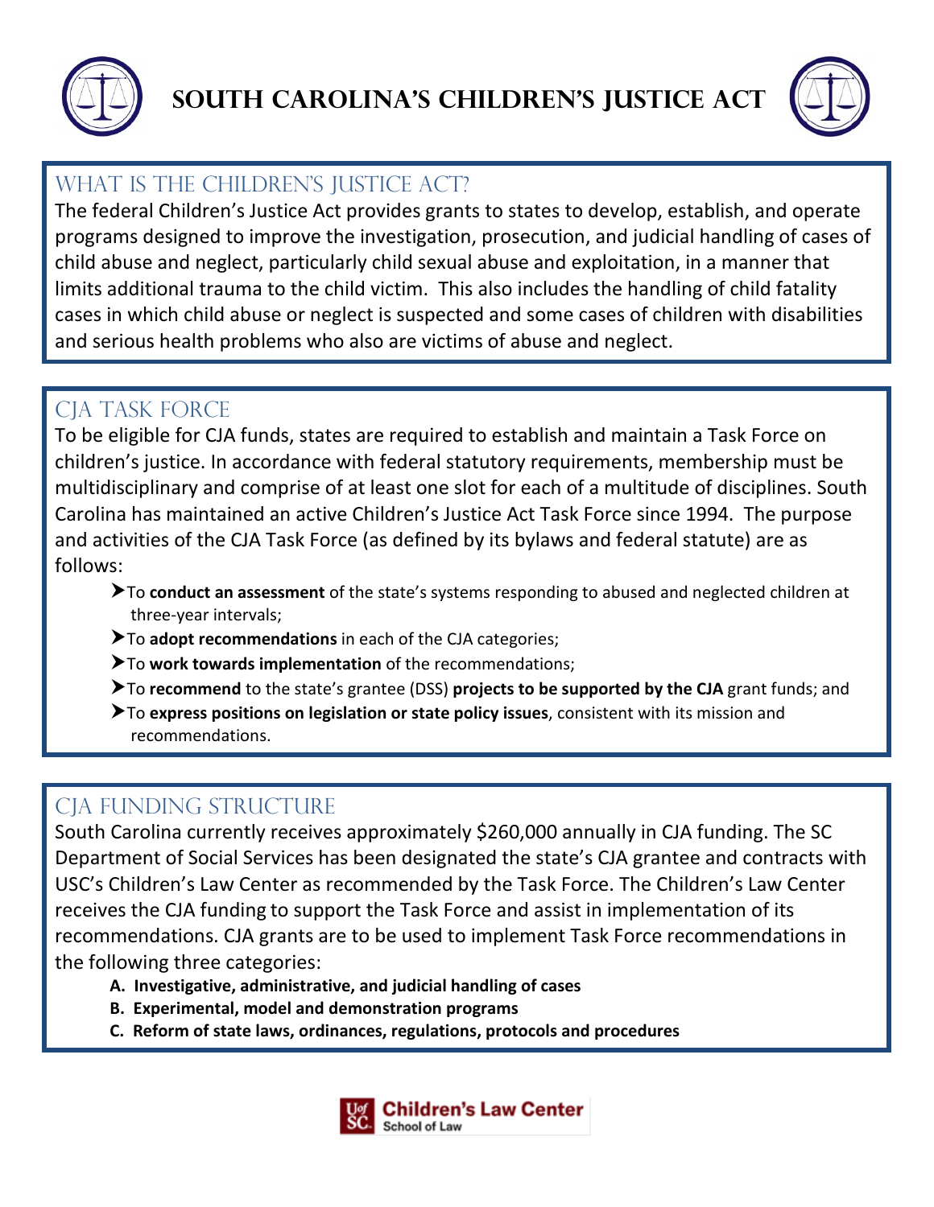# South Carolina's Children's Justice Act

## What is the Children's Justice Act?

The federal Children's Justice Act provides grants to states to develop, establish, and operate programs designed to improve the investigation, prosecution, and judicial handling of cases of child abuse and neglect, particularly child sexual abuse and exploitation, in a manner that limits additional trauma to the child victim. This also includes the handling of child fatality cases in which child abuse or neglect is suspected and some cases of children with disabilities and serious health problems who also are victims of abuse and neglect.

## CJA Task Force

To be eligible for CJA funds, states are required to establish and maintain a Task Force on children's justice. In accordance with federal statutory requirements, membership must be multidisciplinary and comprise of at least one slot for each of a multitude of disciplines. South Carolina has maintained an active Children's Justice Act Task Force since 1994. The purpose and activities of the CJA Task Force (as defined by its bylaws and federal statute) are as follows:

- To **conduct an assessment** of the state's systems responding to abused and neglected children at three-year intervals;
- To **adopt recommendations** in each of the CJA categories;
- To **work towards implementation** of the recommendations;
- To **recommend** to the state's grantee (DSS) **projects to be supported by the CJA** grant funds; and
- To **express positions on legislation or state policy issues**, consistent with its mission and recommendations.

## CJA Funding Structure

South Carolina currently receives approximately $260,000 annually in CJA funding. The SC Department of Social Services has been designated the state's CJA grantee and contracts with USC's Children's Law Center as recommended by the Task Force. The Children's Law Center receives the CJA funding to support the Task Force and assist in implementation of its recommendations. CJA grants are to be used to implement Task Force recommendations in the following three categories:

A. **Investigative, administrative, and judicial handling of cases**
B. **Experimental, model and demonstration programs**
C. **Reform of state laws, ordinances, regulations, protocols and procedures**

Children's Law Center
School of Law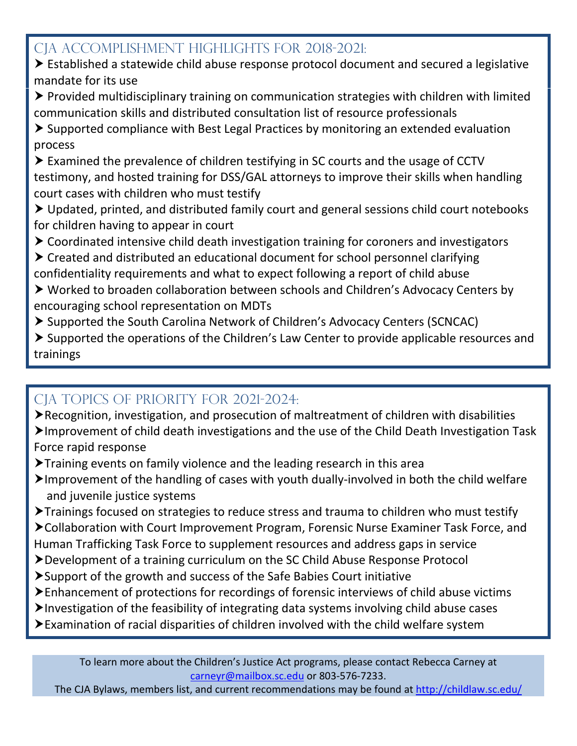## CJA Accomplishment Highlights for 2018-2021:

- Established a statewide child abuse response protocol document and secured a legislative mandate for its use
- Provided multidisciplinary training on communication strategies with children with limited communication skills and distributed consultation list of resource professionals
- Supported compliance with Best Legal Practices by monitoring an extended evaluation process
- Examined the prevalence of children testifying in SC courts and the usage of CCTV testimony, and hosted training for DSS/GAL attorneys to improve their skills when handling court cases with children who must testify
- Updated, printed, and distributed family court and general sessions child court notebooks for children having to appear in court
- Coordinated intensive child death investigation training for coroners and investigators
- Created and distributed an educational document for school personnel clarifying confidentiality requirements and what to expect following a report of child abuse
- Worked to broaden collaboration between schools and Children's Advocacy Centers by encouraging school representation on MDTs
- Supported the South Carolina Network of Children's Advocacy Centers (SCNCAC)
- Supported the operations of the Children's Law Center to provide applicable resources and trainings

## CJA Topics of Priority for 2021-2024:

- Recognition, investigation, and prosecution of maltreatment of children with disabilities
- Improvement of child death investigations and the use of the Child Death Investigation Task Force rapid response
- Training events on family violence and the leading research in this area
- Improvement of the handling of cases with youth dually-involved in both the child welfare and juvenile justice systems
- Trainings focused on strategies to reduce stress and trauma to children who must testify
- Collaboration with Court Improvement Program, Forensic Nurse Examiner Task Force, and Human Trafficking Task Force to supplement resources and address gaps in service
- Development of a training curriculum on the SC Child Abuse Response Protocol
- Support of the growth and success of the Safe Babies Court initiative
- Enhancement of protections for recordings of forensic interviews of child abuse victims
- Investigation of the feasibility of integrating data systems involving child abuse cases
- Examination of racial disparities of children involved with the child welfare system

To learn more about the Children's Justice Act programs, please contact Rebecca Carney at carneyr@mailbox.sc.edu or 803-576-7233.
The CJA Bylaws, members list, and current recommendations may be found at http://childlaw.sc.edu/